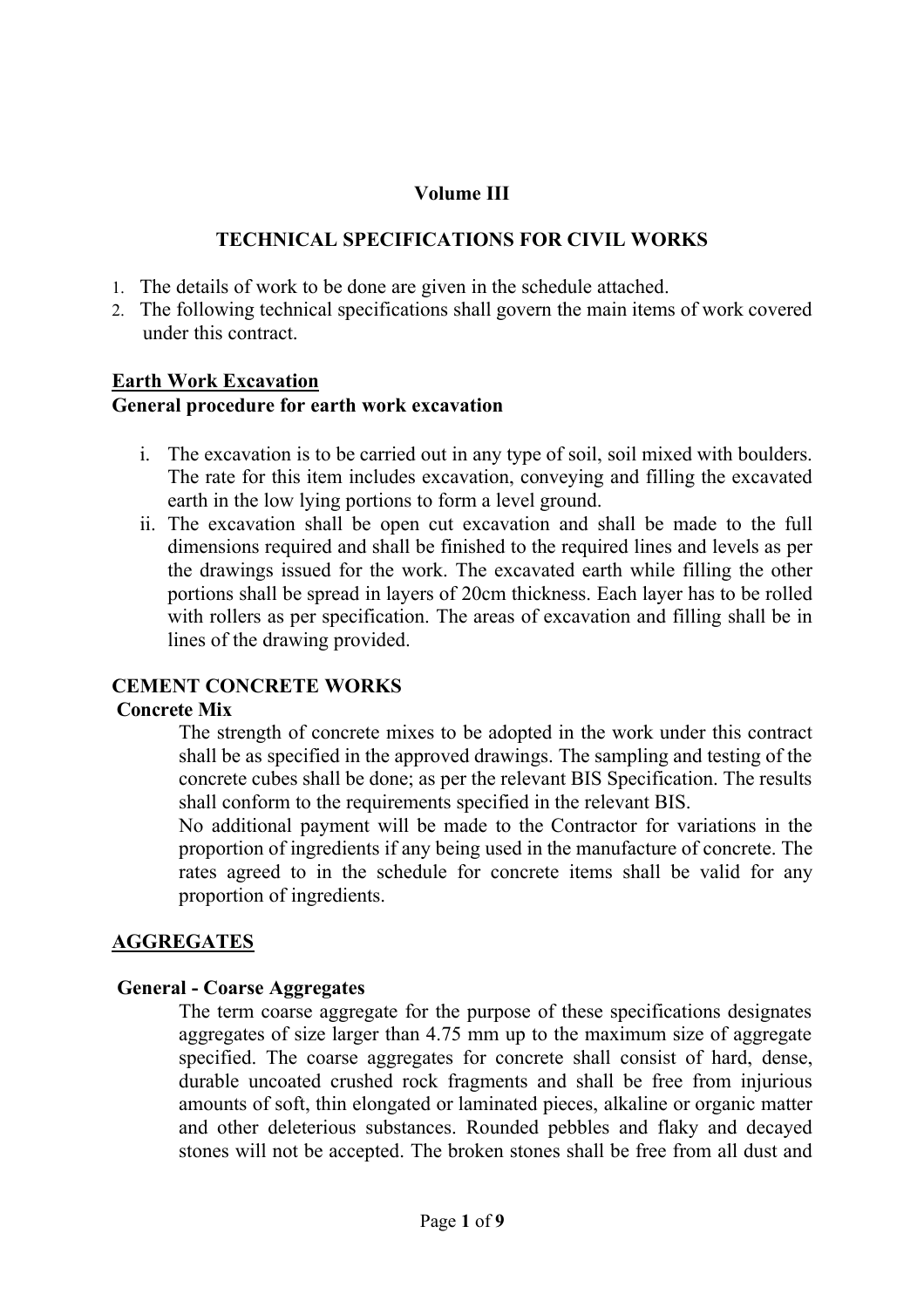## Volume III

## TECHNICAL SPECIFICATIONS FOR CIVIL WORKS

1. The details of work to be done are given in the schedule attached.
2. The following technical specifications shall govern the main items of work covered under this contract.

### Earth Work Excavation

**General procedure for earth work excavation**

i. The excavation is to be carried out in any type of soil, soil mixed with boulders. The rate for this item includes excavation, conveying and filling the excavated earth in the low lying portions to form a level ground.
ii. The excavation shall be open cut excavation and shall be made to the full dimensions required and shall be finished to the required lines and levels as per the drawings issued for the work. The excavated earth while filling the other portions shall be spread in layers of 20cm thickness. Each layer has to be rolled with rollers as per specification. The areas of excavation and filling shall be in lines of the drawing provided.

### CEMENT CONCRETE WORKS

**Concrete Mix**

The strength of concrete mixes to be adopted in the work under this contract shall be as specified in the approved drawings. The sampling and testing of the concrete cubes shall be done; as per the relevant BIS Specification. The results shall conform to the requirements specified in the relevant BIS.

No additional payment will be made to the Contractor for variations in the proportion of ingredients if any being used in the manufacture of concrete. The rates agreed to in the schedule for concrete items shall be valid for any proportion of ingredients.

### AGGREGATES

**General - Coarse Aggregates**

The term coarse aggregate for the purpose of these specifications designates aggregates of size larger than 4.75 mm up to the maximum size of aggregate specified. The coarse aggregates for concrete shall consist of hard, dense, durable uncoated crushed rock fragments and shall be free from injurious amounts of soft, thin elongated or laminated pieces, alkaline or organic matter and other deleterious substances. Rounded pebbles and flaky and decayed stones will not be accepted. The broken stones shall be free from all dust and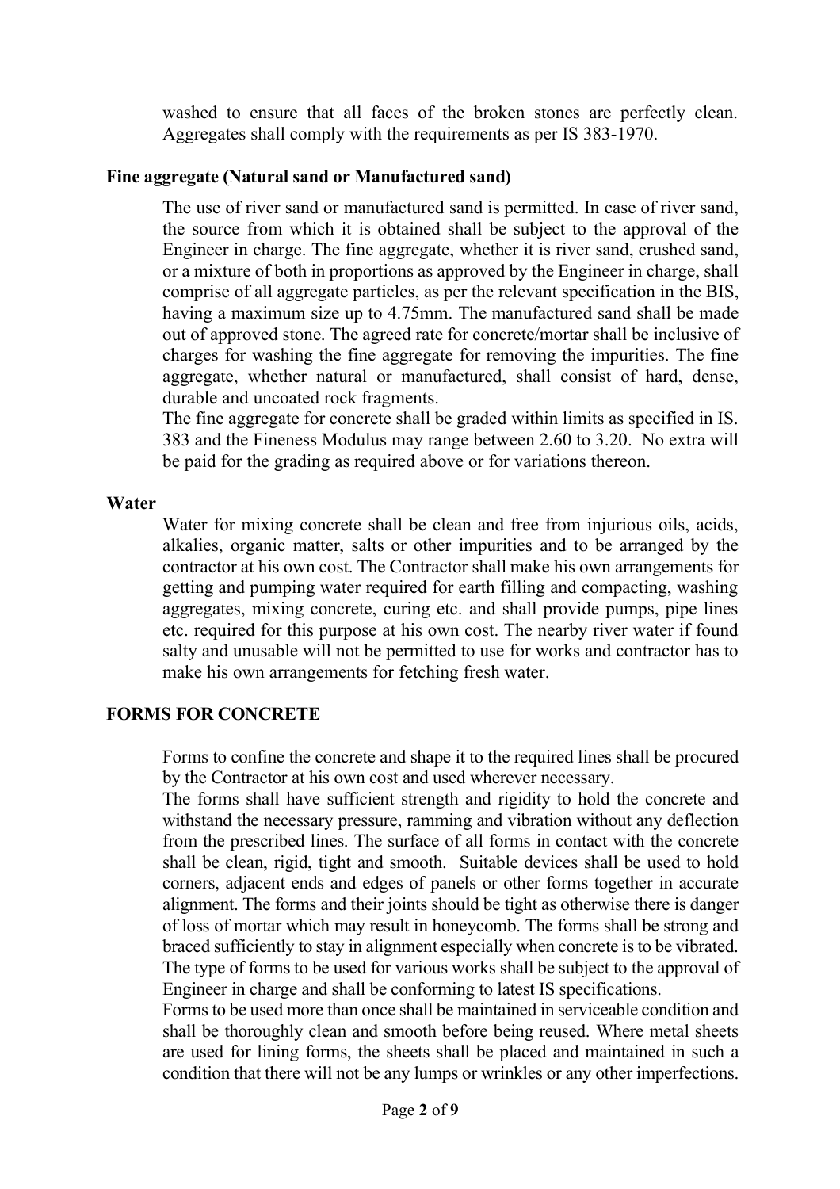washed to ensure that all faces of the broken stones are perfectly clean. Aggregates shall comply with the requirements as per IS 383-1970.

**Fine aggregate (Natural sand or Manufactured sand)**

The use of river sand or manufactured sand is permitted. In case of river sand, the source from which it is obtained shall be subject to the approval of the Engineer in charge. The fine aggregate, whether it is river sand, crushed sand, or a mixture of both in proportions as approved by the Engineer in charge, shall comprise of all aggregate particles, as per the relevant specification in the BIS, having a maximum size up to 4.75mm. The manufactured sand shall be made out of approved stone. The agreed rate for concrete/mortar shall be inclusive of charges for washing the fine aggregate for removing the impurities. The fine aggregate, whether natural or manufactured, shall consist of hard, dense, durable and uncoated rock fragments.

The fine aggregate for concrete shall be graded within limits as specified in IS. 383 and the Fineness Modulus may range between 2.60 to 3.20. No extra will be paid for the grading as required above or for variations thereon.

**Water**

Water for mixing concrete shall be clean and free from injurious oils, acids, alkalies, organic matter, salts or other impurities and to be arranged by the contractor at his own cost. The Contractor shall make his own arrangements for getting and pumping water required for earth filling and compacting, washing aggregates, mixing concrete, curing etc. and shall provide pumps, pipe lines etc. required for this purpose at his own cost. The nearby river water if found salty and unusable will not be permitted to use for works and contractor has to make his own arrangements for fetching fresh water.

## FORMS FOR CONCRETE

Forms to confine the concrete and shape it to the required lines shall be procured by the Contractor at his own cost and used wherever necessary.

The forms shall have sufficient strength and rigidity to hold the concrete and withstand the necessary pressure, ramming and vibration without any deflection from the prescribed lines. The surface of all forms in contact with the concrete shall be clean, rigid, tight and smooth. Suitable devices shall be used to hold corners, adjacent ends and edges of panels or other forms together in accurate alignment. The forms and their joints should be tight as otherwise there is danger of loss of mortar which may result in honeycomb. The forms shall be strong and braced sufficiently to stay in alignment especially when concrete is to be vibrated. The type of forms to be used for various works shall be subject to the approval of Engineer in charge and shall be conforming to latest IS specifications.

Forms to be used more than once shall be maintained in serviceable condition and shall be thoroughly clean and smooth before being reused. Where metal sheets are used for lining forms, the sheets shall be placed and maintained in such a condition that there will not be any lumps or wrinkles or any other imperfections.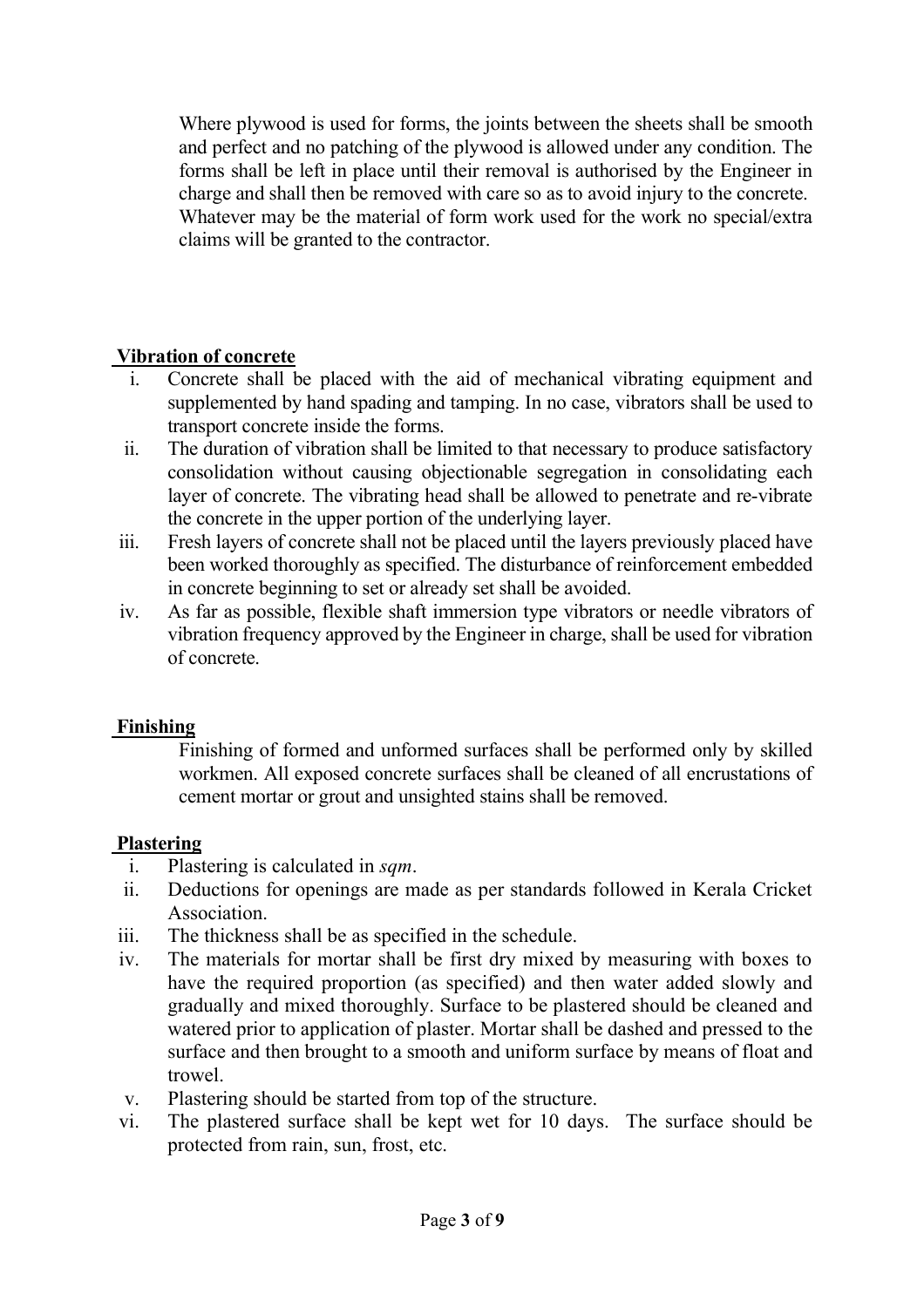Where plywood is used for forms, the joints between the sheets shall be smooth and perfect and no patching of the plywood is allowed under any condition. The forms shall be left in place until their removal is authorised by the Engineer in charge and shall then be removed with care so as to avoid injury to the concrete. Whatever may be the material of form work used for the work no special/extra claims will be granted to the contractor.

**Vibration of concrete**

i. Concrete shall be placed with the aid of mechanical vibrating equipment and supplemented by hand spading and tamping. In no case, vibrators shall be used to transport concrete inside the forms.
ii. The duration of vibration shall be limited to that necessary to produce satisfactory consolidation without causing objectionable segregation in consolidating each layer of concrete. The vibrating head shall be allowed to penetrate and re-vibrate the concrete in the upper portion of the underlying layer.
iii. Fresh layers of concrete shall not be placed until the layers previously placed have been worked thoroughly as specified. The disturbance of reinforcement embedded in concrete beginning to set or already set shall be avoided.
iv. As far as possible, flexible shaft immersion type vibrators or needle vibrators of vibration frequency approved by the Engineer in charge, shall be used for vibration of concrete.

**Finishing**

Finishing of formed and unformed surfaces shall be performed only by skilled workmen. All exposed concrete surfaces shall be cleaned of all encrustations of cement mortar or grout and unsighted stains shall be removed.

**Plastering**

i. Plastering is calculated in *sqm*.
ii. Deductions for openings are made as per standards followed in Kerala Cricket Association.
iii. The thickness shall be as specified in the schedule.
iv. The materials for mortar shall be first dry mixed by measuring with boxes to have the required proportion (as specified) and then water added slowly and gradually and mixed thoroughly. Surface to be plastered should be cleaned and watered prior to application of plaster. Mortar shall be dashed and pressed to the surface and then brought to a smooth and uniform surface by means of float and trowel.
v. Plastering should be started from top of the structure.
vi. The plastered surface shall be kept wet for 10 days. The surface should be protected from rain, sun, frost, etc.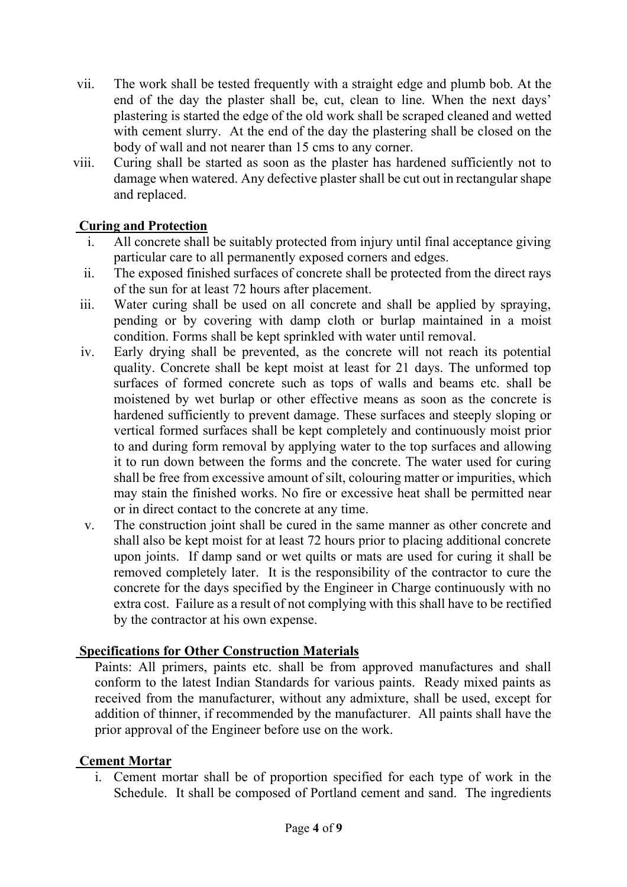vii. The work shall be tested frequently with a straight edge and plumb bob. At the end of the day the plaster shall be, cut, clean to line. When the next days' plastering is started the edge of the old work shall be scraped cleaned and wetted with cement slurry. At the end of the day the plastering shall be closed on the body of wall and not nearer than 15 cms to any corner.

viii. Curing shall be started as soon as the plaster has hardened sufficiently not to damage when watered. Any defective plaster shall be cut out in rectangular shape and replaced.

**Curing and Protection**

i. All concrete shall be suitably protected from injury until final acceptance giving particular care to all permanently exposed corners and edges.

ii. The exposed finished surfaces of concrete shall be protected from the direct rays of the sun for at least 72 hours after placement.

iii. Water curing shall be used on all concrete and shall be applied by spraying, pending or by covering with damp cloth or burlap maintained in a moist condition. Forms shall be kept sprinkled with water until removal.

iv. Early drying shall be prevented, as the concrete will not reach its potential quality. Concrete shall be kept moist at least for 21 days. The unformed top surfaces of formed concrete such as tops of walls and beams etc. shall be moistened by wet burlap or other effective means as soon as the concrete is hardened sufficiently to prevent damage. These surfaces and steeply sloping or vertical formed surfaces shall be kept completely and continuously moist prior to and during form removal by applying water to the top surfaces and allowing it to run down between the forms and the concrete. The water used for curing shall be free from excessive amount of silt, colouring matter or impurities, which may stain the finished works. No fire or excessive heat shall be permitted near or in direct contact to the concrete at any time.

v. The construction joint shall be cured in the same manner as other concrete and shall also be kept moist for at least 72 hours prior to placing additional concrete upon joints. If damp sand or wet quilts or mats are used for curing it shall be removed completely later. It is the responsibility of the contractor to cure the concrete for the days specified by the Engineer in Charge continuously with no extra cost. Failure as a result of not complying with this shall have to be rectified by the contractor at his own expense.

**Specifications for Other Construction Materials**

Paints: All primers, paints etc. shall be from approved manufactures and shall conform to the latest Indian Standards for various paints. Ready mixed paints as received from the manufacturer, without any admixture, shall be used, except for addition of thinner, if recommended by the manufacturer. All paints shall have the prior approval of the Engineer before use on the work.

**Cement Mortar**

i. Cement mortar shall be of proportion specified for each type of work in the Schedule. It shall be composed of Portland cement and sand. The ingredients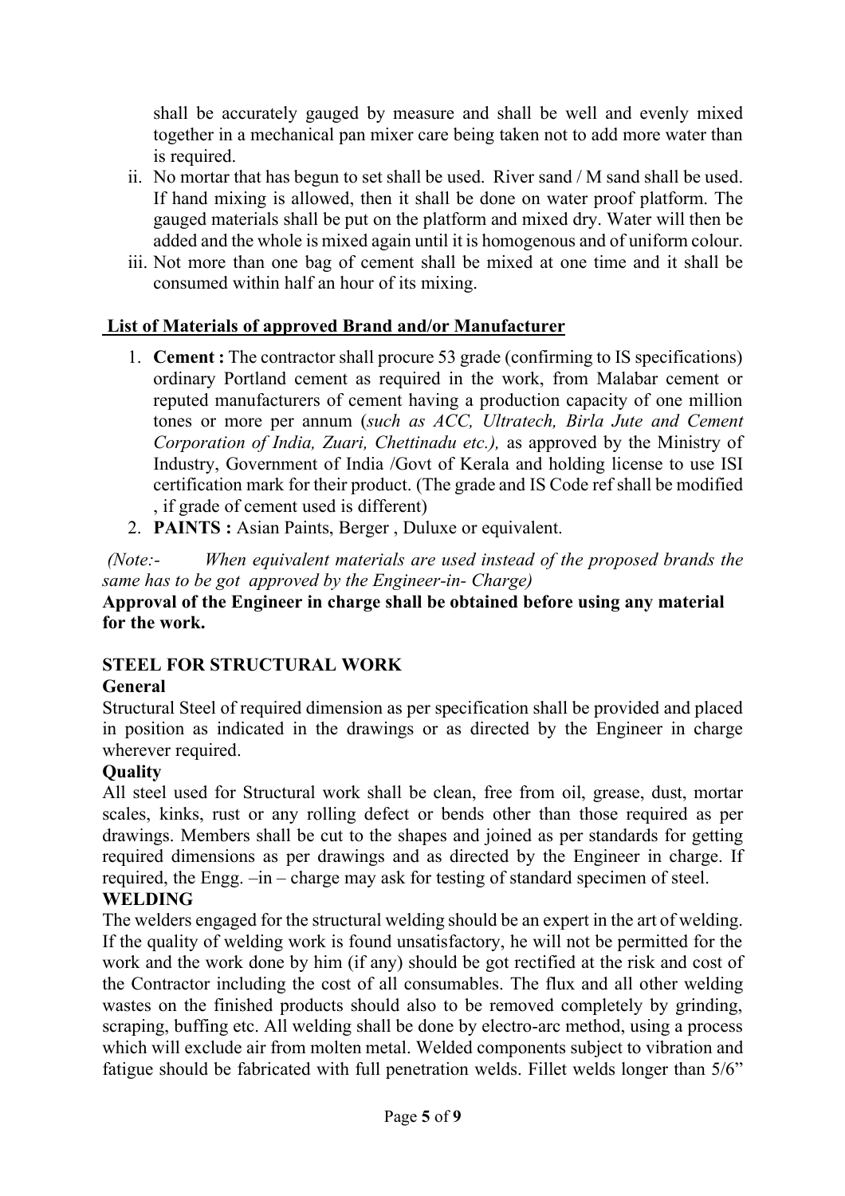shall be accurately gauged by measure and shall be well and evenly mixed together in a mechanical pan mixer care being taken not to add more water than is required.

ii. No mortar that has begun to set shall be used. River sand / M sand shall be used. If hand mixing is allowed, then it shall be done on water proof platform. The gauged materials shall be put on the platform and mixed dry. Water will then be added and the whole is mixed again until it is homogenous and of uniform colour.

iii. Not more than one bag of cement shall be mixed at one time and it shall be consumed within half an hour of its mixing.

## List of Materials of approved Brand and/or Manufacturer

1. **Cement :** The contractor shall procure 53 grade (confirming to IS specifications) ordinary Portland cement as required in the work, from Malabar cement or reputed manufacturers of cement having a production capacity of one million tones or more per annum (*such as ACC, Ultratech, Birla Jute and Cement Corporation of India, Zuari, Chettinadu etc.),* as approved by the Ministry of Industry, Government of India /Govt of Kerala and holding license to use ISI certification mark for their product. (The grade and IS Code ref shall be modified , if grade of cement used is different)
2. **PAINTS :** Asian Paints, Berger , Duluxe or equivalent.

*(Note:- When equivalent materials are used instead of the proposed brands the same has to be got approved by the Engineer-in- Charge)*

**Approval of the Engineer in charge shall be obtained before using any material for the work.**

## STEEL FOR STRUCTURAL WORK

**General**

Structural Steel of required dimension as per specification shall be provided and placed in position as indicated in the drawings or as directed by the Engineer in charge wherever required.

**Quality**

All steel used for Structural work shall be clean, free from oil, grease, dust, mortar scales, kinks, rust or any rolling defect or bends other than those required as per drawings. Members shall be cut to the shapes and joined as per standards for getting required dimensions as per drawings and as directed by the Engineer in charge. If required, the Engg. –in – charge may ask for testing of standard specimen of steel.

**WELDING**

The welders engaged for the structural welding should be an expert in the art of welding. If the quality of welding work is found unsatisfactory, he will not be permitted for the work and the work done by him (if any) should be got rectified at the risk and cost of the Contractor including the cost of all consumables. The flux and all other welding wastes on the finished products should also to be removed completely by grinding, scraping, buffing etc. All welding shall be done by electro-arc method, using a process which will exclude air from molten metal. Welded components subject to vibration and fatigue should be fabricated with full penetration welds. Fillet welds longer than 5/6"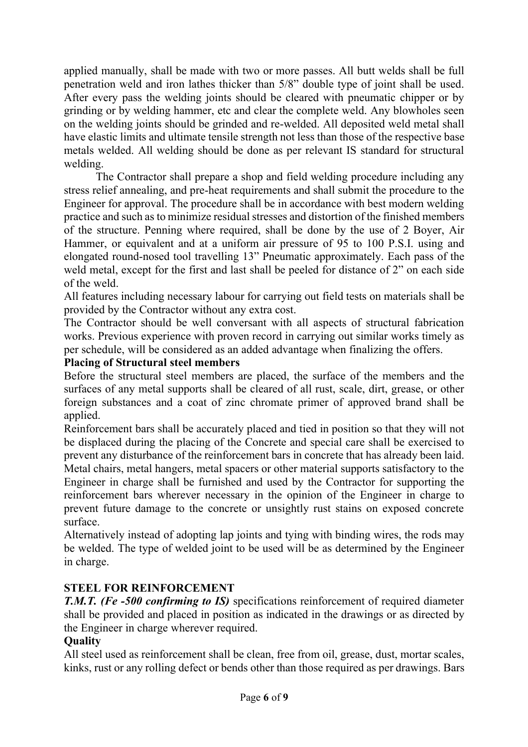applied manually, shall be made with two or more passes. All butt welds shall be full penetration weld and iron lathes thicker than 5/8" double type of joint shall be used. After every pass the welding joints should be cleared with pneumatic chipper or by grinding or by welding hammer, etc and clear the complete weld. Any blowholes seen on the welding joints should be grinded and re-welded. All deposited weld metal shall have elastic limits and ultimate tensile strength not less than those of the respective base metals welded. All welding should be done as per relevant IS standard for structural welding.

The Contractor shall prepare a shop and field welding procedure including any stress relief annealing, and pre-heat requirements and shall submit the procedure to the Engineer for approval. The procedure shall be in accordance with best modern welding practice and such as to minimize residual stresses and distortion of the finished members of the structure. Penning where required, shall be done by the use of 2 Boyer, Air Hammer, or equivalent and at a uniform air pressure of 95 to 100 P.S.I. using and elongated round-nosed tool travelling 13" Pneumatic approximately. Each pass of the weld metal, except for the first and last shall be peeled for distance of 2" on each side of the weld.

All features including necessary labour for carrying out field tests on materials shall be provided by the Contractor without any extra cost.

The Contractor should be well conversant with all aspects of structural fabrication works. Previous experience with proven record in carrying out similar works timely as per schedule, will be considered as an added advantage when finalizing the offers.

**Placing of Structural steel members**

Before the structural steel members are placed, the surface of the members and the surfaces of any metal supports shall be cleared of all rust, scale, dirt, grease, or other foreign substances and a coat of zinc chromate primer of approved brand shall be applied.

Reinforcement bars shall be accurately placed and tied in position so that they will not be displaced during the placing of the Concrete and special care shall be exercised to prevent any disturbance of the reinforcement bars in concrete that has already been laid. Metal chairs, metal hangers, metal spacers or other material supports satisfactory to the Engineer in charge shall be furnished and used by the Contractor for supporting the reinforcement bars wherever necessary in the opinion of the Engineer in charge to prevent future damage to the concrete or unsightly rust stains on exposed concrete surface.

Alternatively instead of adopting lap joints and tying with binding wires, the rods may be welded. The type of welded joint to be used will be as determined by the Engineer in charge.

## STEEL FOR REINFORCEMENT

***T.M.T. (Fe -500 confirming to IS)*** specifications reinforcement of required diameter shall be provided and placed in position as indicated in the drawings or as directed by the Engineer in charge wherever required.

**Quality**

All steel used as reinforcement shall be clean, free from oil, grease, dust, mortar scales, kinks, rust or any rolling defect or bends other than those required as per drawings. Bars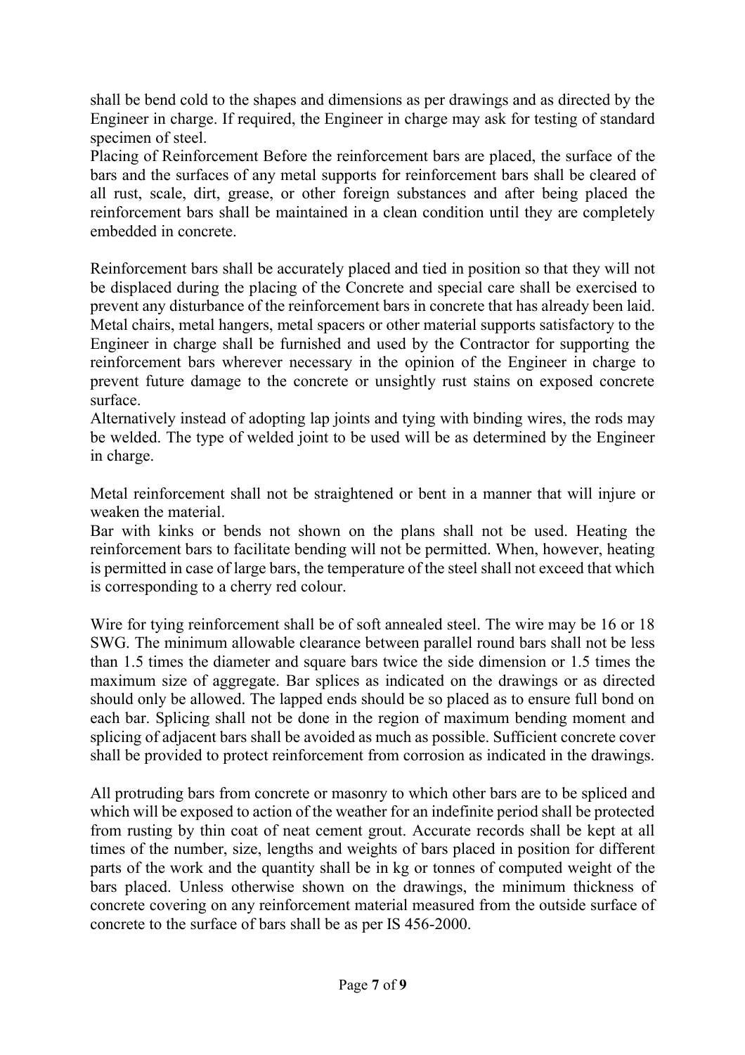shall be bend cold to the shapes and dimensions as per drawings and as directed by the Engineer in charge. If required, the Engineer in charge may ask for testing of standard specimen of steel.

Placing of Reinforcement Before the reinforcement bars are placed, the surface of the bars and the surfaces of any metal supports for reinforcement bars shall be cleared of all rust, scale, dirt, grease, or other foreign substances and after being placed the reinforcement bars shall be maintained in a clean condition until they are completely embedded in concrete.

Reinforcement bars shall be accurately placed and tied in position so that they will not be displaced during the placing of the Concrete and special care shall be exercised to prevent any disturbance of the reinforcement bars in concrete that has already been laid. Metal chairs, metal hangers, metal spacers or other material supports satisfactory to the Engineer in charge shall be furnished and used by the Contractor for supporting the reinforcement bars wherever necessary in the opinion of the Engineer in charge to prevent future damage to the concrete or unsightly rust stains on exposed concrete surface.

Alternatively instead of adopting lap joints and tying with binding wires, the rods may be welded. The type of welded joint to be used will be as determined by the Engineer in charge.

Metal reinforcement shall not be straightened or bent in a manner that will injure or weaken the material.

Bar with kinks or bends not shown on the plans shall not be used. Heating the reinforcement bars to facilitate bending will not be permitted. When, however, heating is permitted in case of large bars, the temperature of the steel shall not exceed that which is corresponding to a cherry red colour.

Wire for tying reinforcement shall be of soft annealed steel. The wire may be 16 or 18 SWG. The minimum allowable clearance between parallel round bars shall not be less than 1.5 times the diameter and square bars twice the side dimension or 1.5 times the maximum size of aggregate. Bar splices as indicated on the drawings or as directed should only be allowed. The lapped ends should be so placed as to ensure full bond on each bar. Splicing shall not be done in the region of maximum bending moment and splicing of adjacent bars shall be avoided as much as possible. Sufficient concrete cover shall be provided to protect reinforcement from corrosion as indicated in the drawings.

All protruding bars from concrete or masonry to which other bars are to be spliced and which will be exposed to action of the weather for an indefinite period shall be protected from rusting by thin coat of neat cement grout. Accurate records shall be kept at all times of the number, size, lengths and weights of bars placed in position for different parts of the work and the quantity shall be in kg or tonnes of computed weight of the bars placed. Unless otherwise shown on the drawings, the minimum thickness of concrete covering on any reinforcement material measured from the outside surface of concrete to the surface of bars shall be as per IS 456-2000.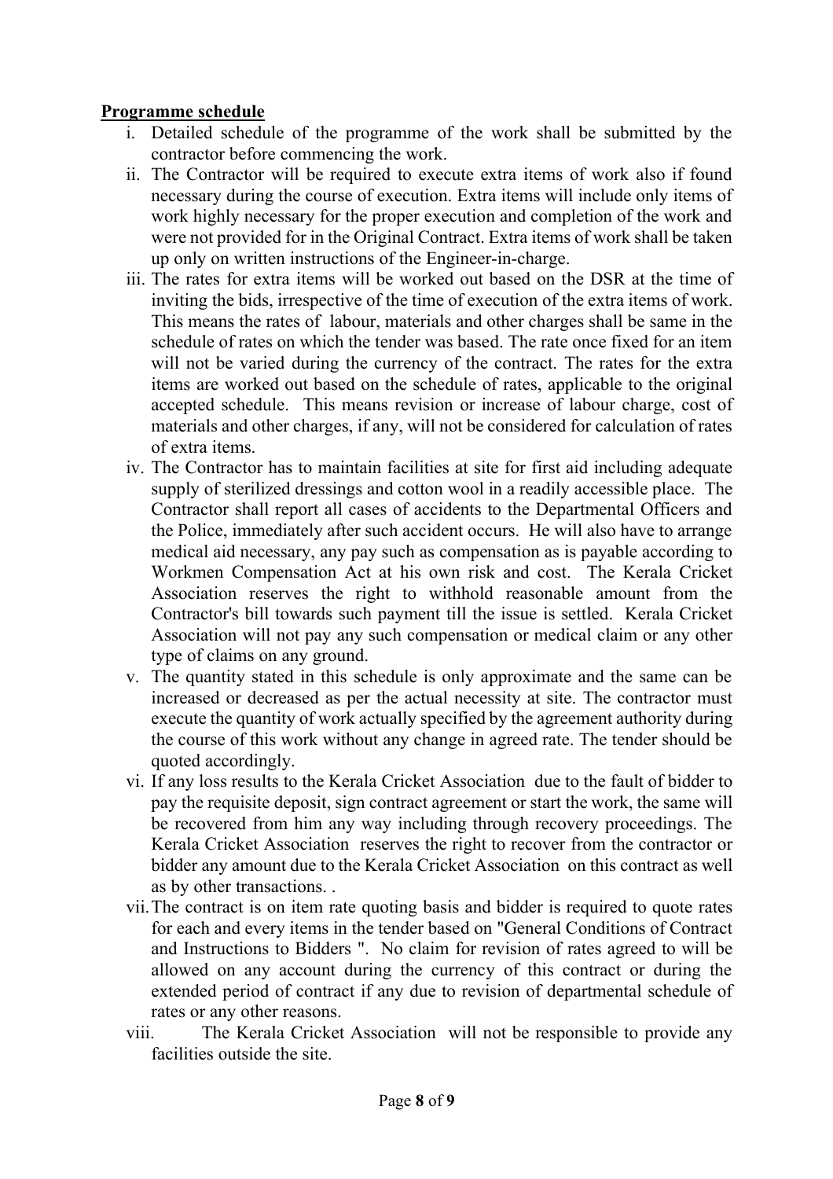**Programme schedule**

i. Detailed schedule of the programme of the work shall be submitted by the contractor before commencing the work.

ii. The Contractor will be required to execute extra items of work also if found necessary during the course of execution. Extra items will include only items of work highly necessary for the proper execution and completion of the work and were not provided for in the Original Contract. Extra items of work shall be taken up only on written instructions of the Engineer-in-charge.

iii. The rates for extra items will be worked out based on the DSR at the time of inviting the bids, irrespective of the time of execution of the extra items of work. This means the rates of labour, materials and other charges shall be same in the schedule of rates on which the tender was based. The rate once fixed for an item will not be varied during the currency of the contract. The rates for the extra items are worked out based on the schedule of rates, applicable to the original accepted schedule. This means revision or increase of labour charge, cost of materials and other charges, if any, will not be considered for calculation of rates of extra items.

iv. The Contractor has to maintain facilities at site for first aid including adequate supply of sterilized dressings and cotton wool in a readily accessible place. The Contractor shall report all cases of accidents to the Departmental Officers and the Police, immediately after such accident occurs. He will also have to arrange medical aid necessary, any pay such as compensation as is payable according to Workmen Compensation Act at his own risk and cost. The Kerala Cricket Association reserves the right to withhold reasonable amount from the Contractor's bill towards such payment till the issue is settled. Kerala Cricket Association will not pay any such compensation or medical claim or any other type of claims on any ground.

v. The quantity stated in this schedule is only approximate and the same can be increased or decreased as per the actual necessity at site. The contractor must execute the quantity of work actually specified by the agreement authority during the course of this work without any change in agreed rate. The tender should be quoted accordingly.

vi. If any loss results to the Kerala Cricket Association due to the fault of bidder to pay the requisite deposit, sign contract agreement or start the work, the same will be recovered from him any way including through recovery proceedings. The Kerala Cricket Association reserves the right to recover from the contractor or bidder any amount due to the Kerala Cricket Association on this contract as well as by other transactions. .

vii. The contract is on item rate quoting basis and bidder is required to quote rates for each and every items in the tender based on "General Conditions of Contract and Instructions to Bidders ". No claim for revision of rates agreed to will be allowed on any account during the currency of this contract or during the extended period of contract if any due to revision of departmental schedule of rates or any other reasons.

viii. The Kerala Cricket Association will not be responsible to provide any facilities outside the site.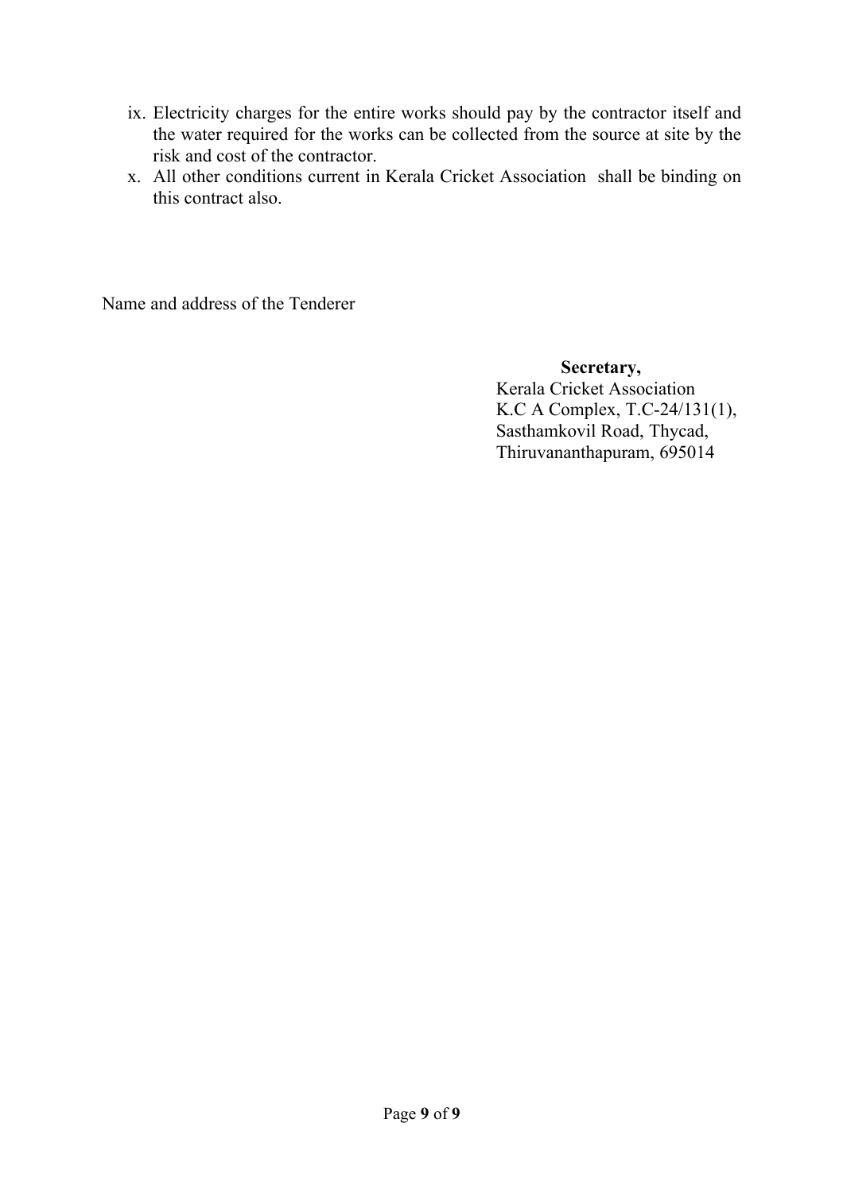ix. Electricity charges for the entire works should pay by the contractor itself and the water required for the works can be collected from the source at site by the risk and cost of the contractor.

x. All other conditions current in Kerala Cricket Association shall be binding on this contract also.

Name and address of the Tenderer

**Secretary,**
Kerala Cricket Association
K.C A Complex, T.C-24/131(1),
Sasthamkovil Road, Thycad,
Thiruvananthapuram, 695014